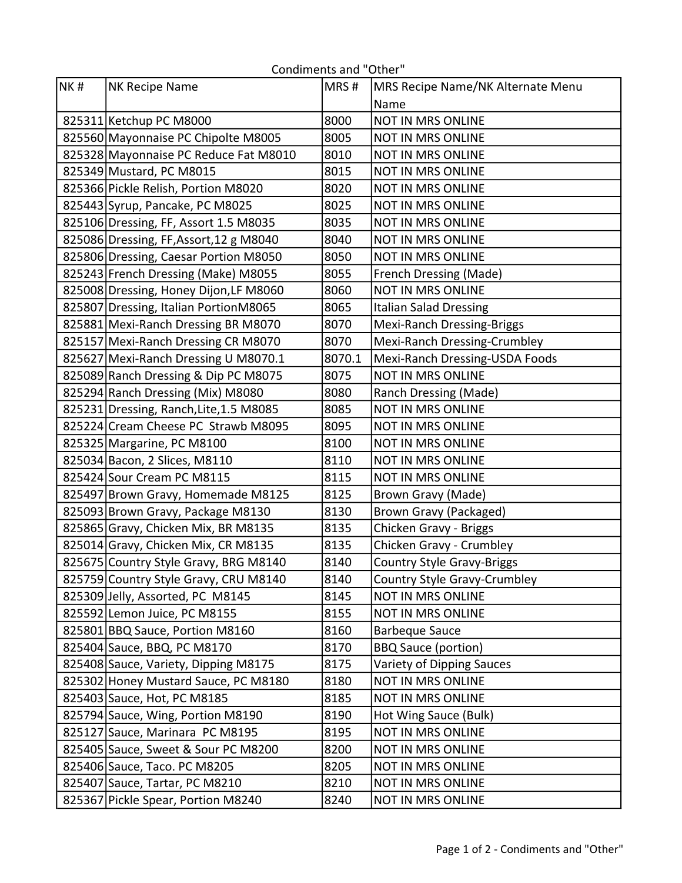## Condiments and "Other"

| NK # | NK Recipe Name | MRS # | MRS Recipe Name/NK Alternate Menu Name |
|---|---|---|---|
| 825311 | Ketchup PC M8000 | 8000 | NOT IN MRS ONLINE |
| 825560 | Mayonnaise PC Chipolte M8005 | 8005 | NOT IN MRS ONLINE |
| 825328 | Mayonnaise PC Reduce Fat M8010 | 8010 | NOT IN MRS ONLINE |
| 825349 | Mustard, PC M8015 | 8015 | NOT IN MRS ONLINE |
| 825366 | Pickle Relish, Portion M8020 | 8020 | NOT IN MRS ONLINE |
| 825443 | Syrup, Pancake, PC M8025 | 8025 | NOT IN MRS ONLINE |
| 825106 | Dressing, FF, Assort 1.5 M8035 | 8035 | NOT IN MRS ONLINE |
| 825086 | Dressing, FF,Assort,12 g M8040 | 8040 | NOT IN MRS ONLINE |
| 825806 | Dressing, Caesar Portion M8050 | 8050 | NOT IN MRS ONLINE |
| 825243 | French Dressing (Make) M8055 | 8055 | French Dressing (Made) |
| 825008 | Dressing, Honey Dijon,LF M8060 | 8060 | NOT IN MRS ONLINE |
| 825807 | Dressing, Italian PortionM8065 | 8065 | Italian Salad Dressing |
| 825881 | Mexi-Ranch Dressing BR M8070 | 8070 | Mexi-Ranch Dressing-Briggs |
| 825157 | Mexi-Ranch Dressing CR M8070 | 8070 | Mexi-Ranch Dressing-Crumbley |
| 825627 | Mexi-Ranch Dressing U M8070.1 | 8070.1 | Mexi-Ranch Dressing-USDA Foods |
| 825089 | Ranch Dressing & Dip PC M8075 | 8075 | NOT IN MRS ONLINE |
| 825294 | Ranch Dressing (Mix) M8080 | 8080 | Ranch Dressing (Made) |
| 825231 | Dressing, Ranch,Lite,1.5 M8085 | 8085 | NOT IN MRS ONLINE |
| 825224 | Cream Cheese PC Strawb M8095 | 8095 | NOT IN MRS ONLINE |
| 825325 | Margarine, PC M8100 | 8100 | NOT IN MRS ONLINE |
| 825034 | Bacon, 2 Slices, M8110 | 8110 | NOT IN MRS ONLINE |
| 825424 | Sour Cream PC M8115 | 8115 | NOT IN MRS ONLINE |
| 825497 | Brown Gravy, Homemade M8125 | 8125 | Brown Gravy (Made) |
| 825093 | Brown Gravy, Package M8130 | 8130 | Brown Gravy (Packaged) |
| 825865 | Gravy, Chicken Mix, BR M8135 | 8135 | Chicken Gravy - Briggs |
| 825014 | Gravy, Chicken Mix, CR M8135 | 8135 | Chicken Gravy - Crumbley |
| 825675 | Country Style Gravy, BRG M8140 | 8140 | Country Style Gravy-Briggs |
| 825759 | Country Style Gravy, CRU M8140 | 8140 | Country Style Gravy-Crumbley |
| 825309 | Jelly, Assorted, PC M8145 | 8145 | NOT IN MRS ONLINE |
| 825592 | Lemon Juice, PC M8155 | 8155 | NOT IN MRS ONLINE |
| 825801 | BBQ Sauce, Portion M8160 | 8160 | Barbeque Sauce |
| 825404 | Sauce, BBQ, PC M8170 | 8170 | BBQ Sauce (portion) |
| 825408 | Sauce, Variety, Dipping M8175 | 8175 | Variety of Dipping Sauces |
| 825302 | Honey Mustard Sauce, PC M8180 | 8180 | NOT IN MRS ONLINE |
| 825403 | Sauce, Hot, PC M8185 | 8185 | NOT IN MRS ONLINE |
| 825794 | Sauce, Wing, Portion M8190 | 8190 | Hot Wing Sauce (Bulk) |
| 825127 | Sauce, Marinara PC M8195 | 8195 | NOT IN MRS ONLINE |
| 825405 | Sauce, Sweet & Sour PC M8200 | 8200 | NOT IN MRS ONLINE |
| 825406 | Sauce, Taco. PC M8205 | 8205 | NOT IN MRS ONLINE |
| 825407 | Sauce, Tartar, PC M8210 | 8210 | NOT IN MRS ONLINE |
| 825367 | Pickle Spear, Portion M8240 | 8240 | NOT IN MRS ONLINE |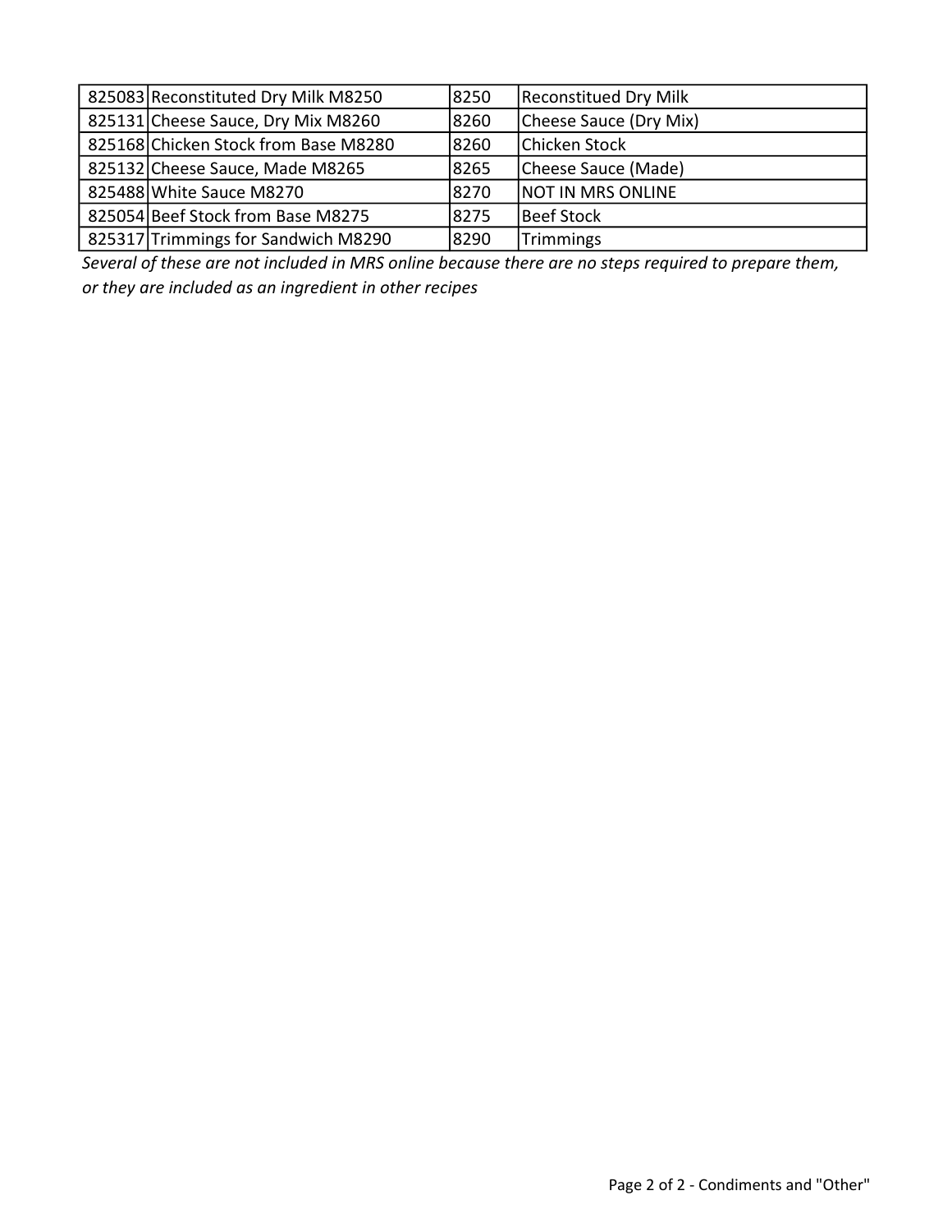| | | | |
|---|---|---|---|
| 825083 | Reconstituted Dry Milk M8250 | 8250 | Reconstitued Dry Milk |
| 825131 | Cheese Sauce, Dry Mix M8260 | 8260 | Cheese Sauce (Dry Mix) |
| 825168 | Chicken Stock from Base M8280 | 8260 | Chicken Stock |
| 825132 | Cheese Sauce, Made M8265 | 8265 | Cheese Sauce (Made) |
| 825488 | White Sauce M8270 | 8270 | NOT IN MRS ONLINE |
| 825054 | Beef Stock from Base M8275 | 8275 | Beef Stock |
| 825317 | Trimmings for Sandwich M8290 | 8290 | Trimmings |

*Several of these are not included in MRS online because there are no steps required to prepare them, or they are included as an ingredient in other recipes*